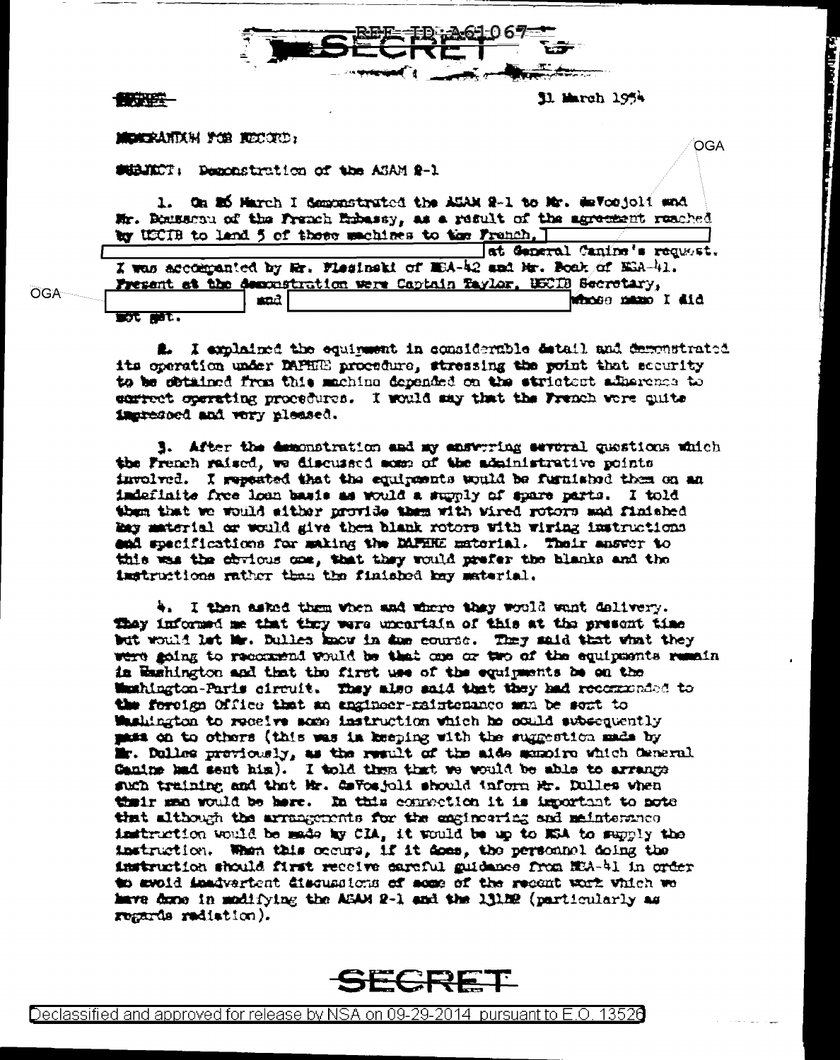REF ID:A61067

SECRET

SECRET

31 March 1954

MEMORANDUM FOR RECORD:

OGA

SUBJECT: Demonstration of the ASAM 2-1

1. On 26 March I demonstrated the ASAM 2-1 to Mr. deVosjoli and Mr. Doussau of the French Embassy, as a result of the agreement reached by USCIB to lend 5 of these machines to the French, [redacted] at General Canine's request. I was accompanied by Mr. Plesinski of NSA-42 and Mr. Book of NSA-41. Present at the demonstration were Captain Taylor, USCIB Secretary, [redacted] and [redacted] whose name I did not get.

OGA

2. I explained the equipment in considerable detail and demonstrated its operation under DAPHNE procedure, stressing the point that security to be obtained from this machine depended on the strictest adherence to correct operating procedures. I would say that the French were quite impressed and very pleased.

3. After the demonstration and my answering several questions which the French raised, we discussed some of the administrative points involved. I repeated that the equipments would be furnished them on an indefinite free loan basis as would a supply of spare parts. I told them that we would either provide them with wired rotors and finished key material or would give them blank rotors with wiring instructions and specifications for making the DAPHNE material. Their answer to this was the obvious one, that they would prefer the blanks and the instructions rather than the finished key material.

4. I then asked them when and where they would want delivery. They informed me that they were uncertain of this at the present time but would let Mr. Dulles know in due course. They said that what they were going to recommend would be that one or two of the equipments remain in Washington and that the first use of the equipments be on the Washington-Paris circuit. They also said that they had recommended to the Foreign Office that an engineer-maintenance man be sent to Washington to receive some instruction which he could subsequently pass on to others (this was in keeping with the suggestion made by Mr. Dulles previously, as the result of the aide memoire which General Canine had sent him). I told them that we would be able to arrange such training and that Mr. deVosjoli should inform Mr. Dulles when their man would be here. In this connection it is important to note that although the arrangements for the engineering and maintenance instruction would be made by CIA, it would be up to NSA to supply the instruction. When this occurs, if it does, the personnel doing the instruction should first receive careful guidance from NSA-41 in order to avoid inadvertent discussions of some of the recent work which we have done in modifying the ASAM 2-1 and the 131RP (particularly as regards radiation).

SECRET

Declassified and approved for release by NSA on 09-29-2014 pursuant to E.O. 13526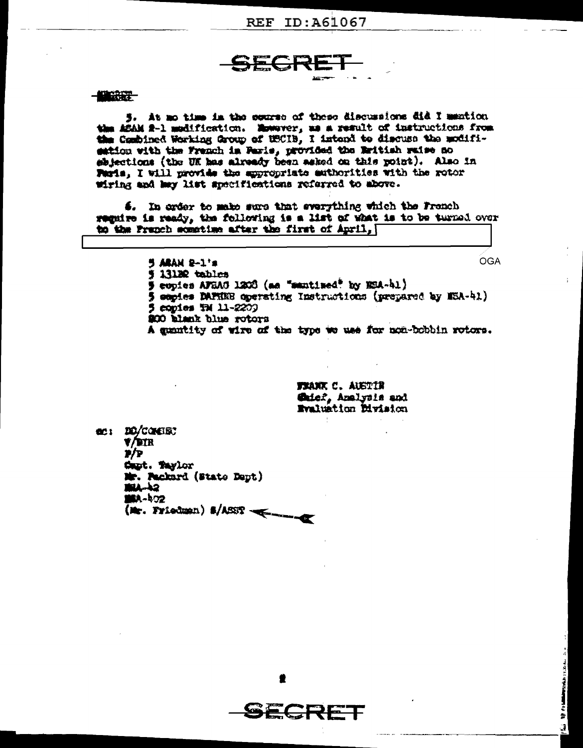SECRET

5. At no time in the course of these discussions did I mention the AFSAM 2-1 modification. However, as a result of instructions from the Combined Working Group of USCIB, I intend to discuss the modification with the French in Paris, provided the British raise no objections (the UK has already been asked on this point). Also in Paris, I will provide the appropriate authorities with the rotor wiring and key list specifications referred to above.

6. In order to make sure that everything which the French require is ready, the following is a list of what is to be turned over to the French sometime after the first of April,

OGA

5 AFSAM 2-1's
5 131RC tables
5 copies AFSAG 1203 (as "sanitized" by NSA-41)
5 copies DAPHNE operating Instructions (prepared by NSA-41)
5 copies TM 11-2209
800 blank blue rotors
A quantity of wire of the type we use for non-bobbin rotors.

FRANK C. AUSTIN
Chief, Analysis and
Evaluation Division

cc: DD/COMSEC
V/DIR
P/P
Capt. Taylor
Mr. Packard (State Dept)
NSA-42
NSA-402
(Mr. Friedman) S/ASST

SECRET